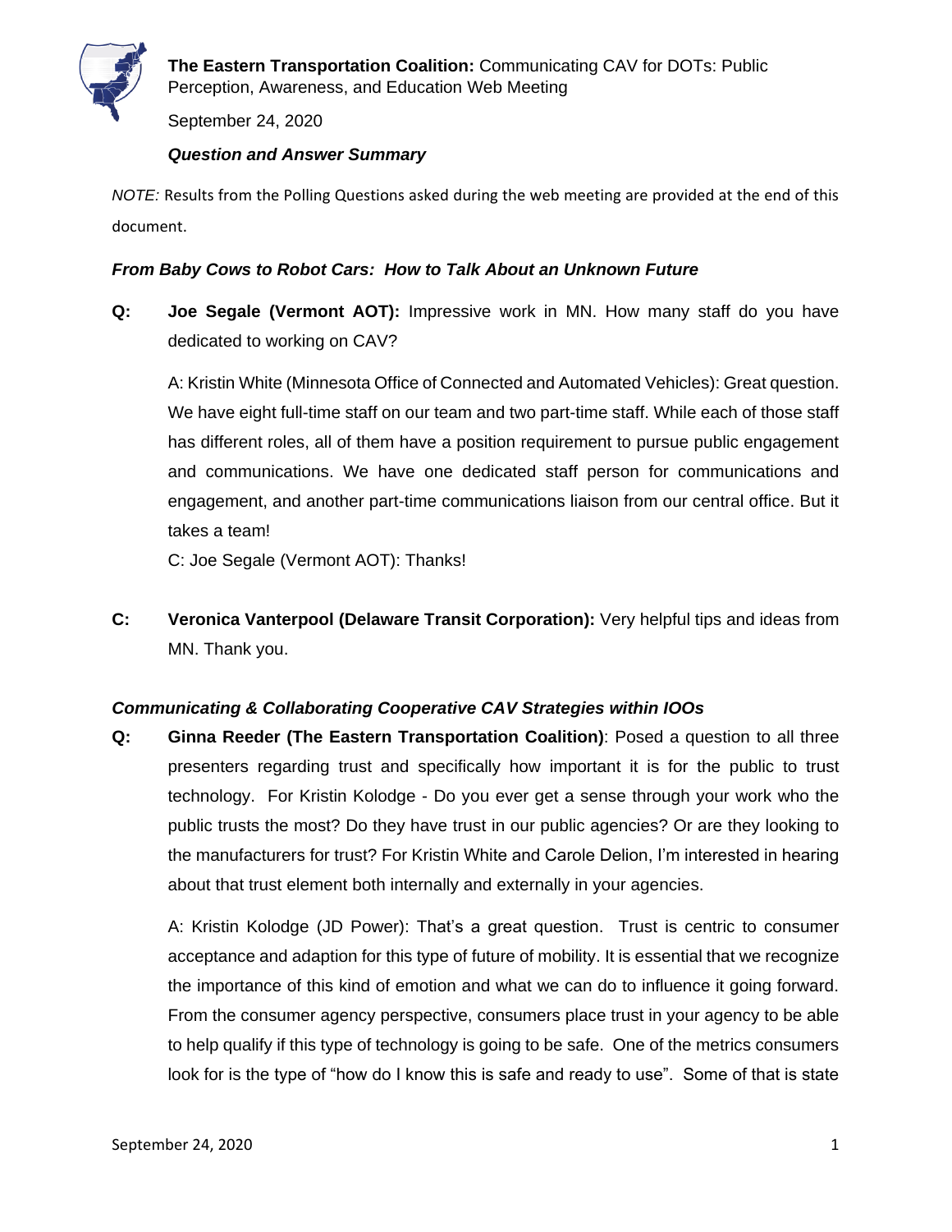**The Eastern Transportation Coalition:** Communicating CAV for DOTs: Public Perception, Awareness, and Education Web Meeting

September 24, 2020

***Question and Answer Summary***

*NOTE:* Results from the Polling Questions asked during the web meeting are provided at the end of this document.

### *From Baby Cows to Robot Cars: How to Talk About an Unknown Future*

**Q: Joe Segale (Vermont AOT):** Impressive work in MN. How many staff do you have dedicated to working on CAV?

A: Kristin White (Minnesota Office of Connected and Automated Vehicles): Great question. We have eight full-time staff on our team and two part-time staff. While each of those staff has different roles, all of them have a position requirement to pursue public engagement and communications. We have one dedicated staff person for communications and engagement, and another part-time communications liaison from our central office. But it takes a team!

C: Joe Segale (Vermont AOT): Thanks!

**C: Veronica Vanterpool (Delaware Transit Corporation):** Very helpful tips and ideas from MN. Thank you.

### *Communicating & Collaborating Cooperative CAV Strategies within IOOs*

**Q: Ginna Reeder (The Eastern Transportation Coalition)**: Posed a question to all three presenters regarding trust and specifically how important it is for the public to trust technology. For Kristin Kolodge - Do you ever get a sense through your work who the public trusts the most? Do they have trust in our public agencies? Or are they looking to the manufacturers for trust? For Kristin White and Carole Delion, I'm interested in hearing about that trust element both internally and externally in your agencies.

A: Kristin Kolodge (JD Power): That's a great question. Trust is centric to consumer acceptance and adaption for this type of future of mobility. It is essential that we recognize the importance of this kind of emotion and what we can do to influence it going forward. From the consumer agency perspective, consumers place trust in your agency to be able to help qualify if this type of technology is going to be safe. One of the metrics consumers look for is the type of "how do I know this is safe and ready to use". Some of that is state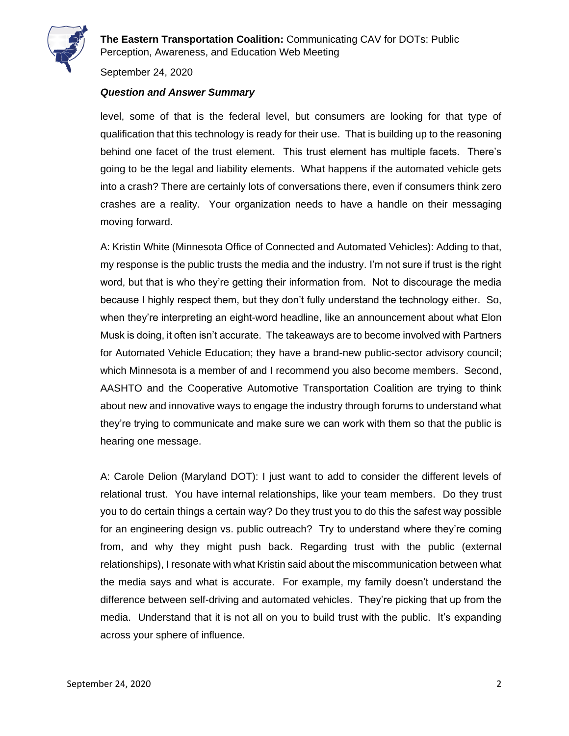level, some of that is the federal level, but consumers are looking for that type of qualification that this technology is ready for their use. That is building up to the reasoning behind one facet of the trust element. This trust element has multiple facets. There's going to be the legal and liability elements. What happens if the automated vehicle gets into a crash? There are certainly lots of conversations there, even if consumers think zero crashes are a reality. Your organization needs to have a handle on their messaging moving forward.

A: Kristin White (Minnesota Office of Connected and Automated Vehicles): Adding to that, my response is the public trusts the media and the industry. I'm not sure if trust is the right word, but that is who they're getting their information from. Not to discourage the media because I highly respect them, but they don't fully understand the technology either. So, when they're interpreting an eight-word headline, like an announcement about what Elon Musk is doing, it often isn't accurate. The takeaways are to become involved with Partners for Automated Vehicle Education; they have a brand-new public-sector advisory council; which Minnesota is a member of and I recommend you also become members. Second, AASHTO and the Cooperative Automotive Transportation Coalition are trying to think about new and innovative ways to engage the industry through forums to understand what they're trying to communicate and make sure we can work with them so that the public is hearing one message.

A: Carole Delion (Maryland DOT): I just want to add to consider the different levels of relational trust. You have internal relationships, like your team members. Do they trust you to do certain things a certain way? Do they trust you to do this the safest way possible for an engineering design vs. public outreach? Try to understand where they're coming from, and why they might push back. Regarding trust with the public (external relationships), I resonate with what Kristin said about the miscommunication between what the media says and what is accurate. For example, my family doesn't understand the difference between self-driving and automated vehicles. They're picking that up from the media. Understand that it is not all on you to build trust with the public. It's expanding across your sphere of influence.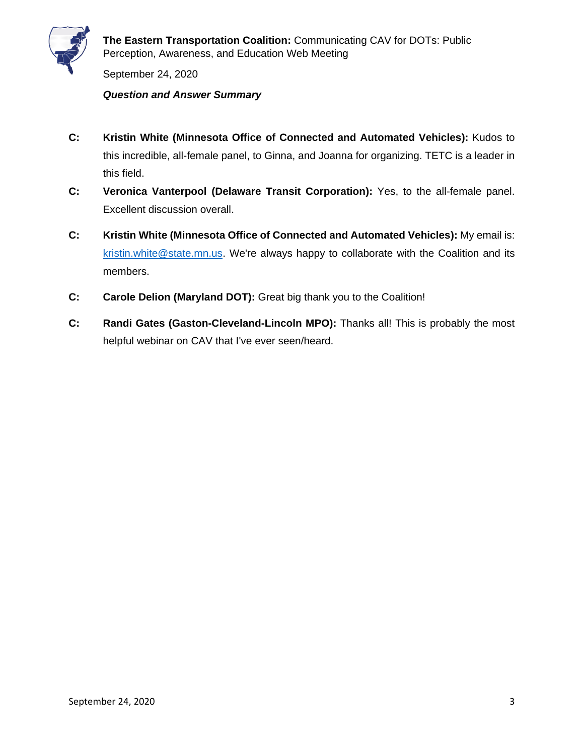**C:** **Kristin White (Minnesota Office of Connected and Automated Vehicles):** Kudos to this incredible, all-female panel, to Ginna, and Joanna for organizing. TETC is a leader in this field.

**C:** **Veronica Vanterpool (Delaware Transit Corporation):** Yes, to the all-female panel. Excellent discussion overall.

**C:** **Kristin White (Minnesota Office of Connected and Automated Vehicles):** My email is: kristin.white@state.mn.us. We're always happy to collaborate with the Coalition and its members.

**C:** **Carole Delion (Maryland DOT):** Great big thank you to the Coalition!

**C:** **Randi Gates (Gaston-Cleveland-Lincoln MPO):** Thanks all! This is probably the most helpful webinar on CAV that I've ever seen/heard.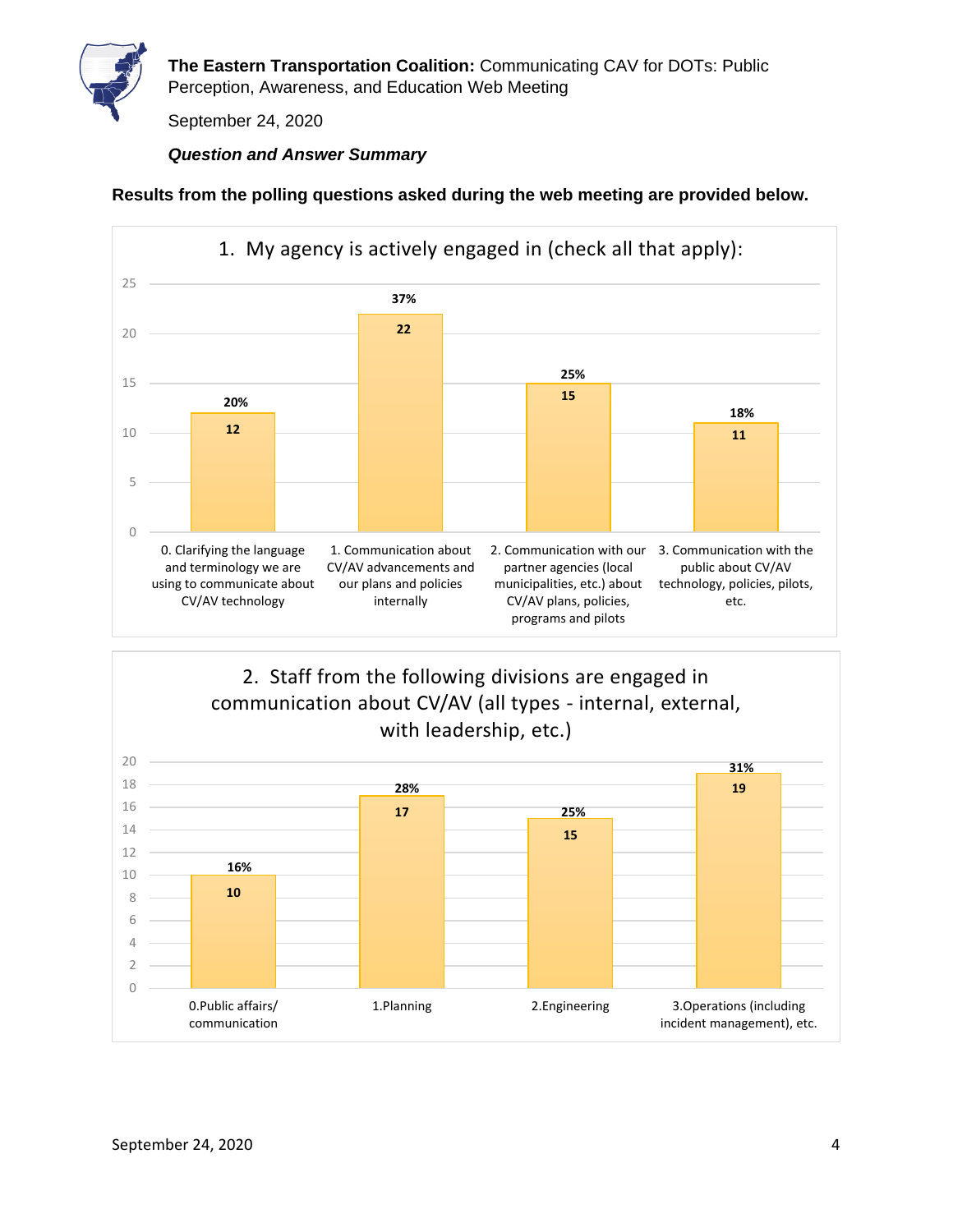**The Eastern Transportation Coalition:** Communicating CAV for DOTs: Public Perception, Awareness, and Education Web Meeting

September 24, 2020

***Question and Answer Summary***

**Results from the polling questions asked during the web meeting are provided below.**

**1. My agency is actively engaged in (check all that apply):**

| Response | Count | Percent |
|---|---|---|
| 0. Clarifying the language and terminology we are using to communicate about CV/AV technology | 12 | 20% |
| 1. Communication about CV/AV advancements and our plans and policies internally | 22 | 37% |
| 2. Communication with our partner agencies (local municipalities, etc.) about CV/AV plans, policies, programs and pilots | 15 | 25% |
| 3. Communication with the public about CV/AV technology, policies, pilots, etc. | 11 | 18% |

**2. Staff from the following divisions are engaged in communication about CV/AV (all types - internal, external, with leadership, etc.)**

| Response | Count | Percent |
|---|---|---|
| 0.Public affairs/ communication | 10 | 16% |
| 1.Planning | 17 | 28% |
| 2.Engineering | 15 | 25% |
| 3.Operations (including incident management), etc. | 19 | 31% |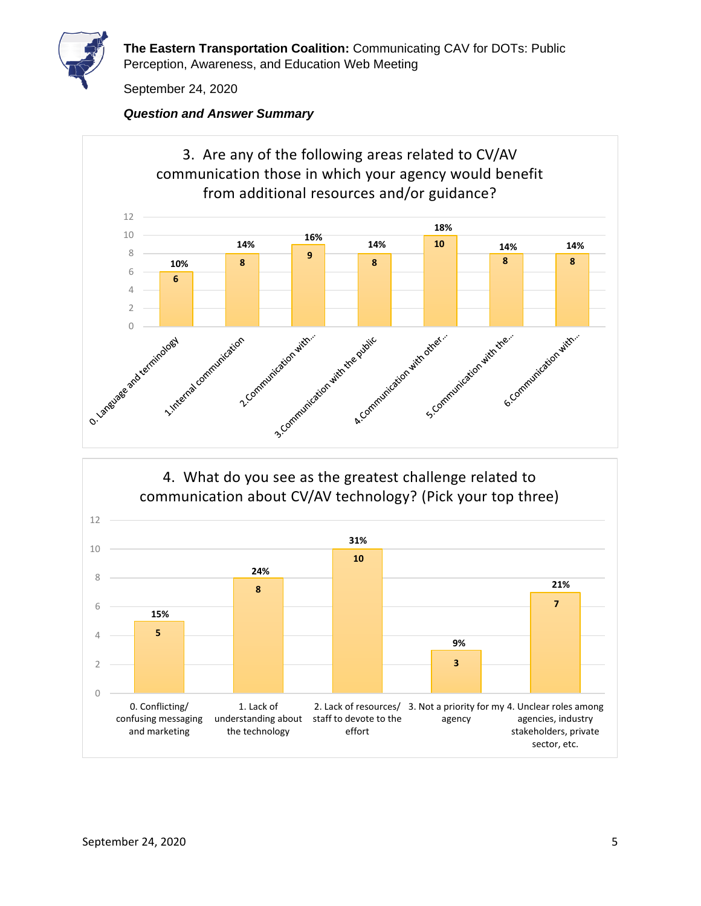**The Eastern Transportation Coalition:** Communicating CAV for DOTs: Public Perception, Awareness, and Education Web Meeting

September 24, 2020

***Question and Answer Summary***

3. Are any of the following areas related to CV/AV communication those in which your agency would benefit from additional resources and/or guidance?

12
10
8
6
4
2
0

10%
6

14%
8

16%
9

14%
8

18%
10

14%
8

14%
8

0. Language and terminology
1.Internal communication
2.Communication with...
3.Communication with the public
4.Communication with other...
5.Communication with the...
6.Communication with...

4. What do you see as the greatest challenge related to communication about CV/AV technology? (Pick your top three)

12
10
8
6
4
2
0

15%
5

24%
8

31%
10

9%
3

21%
7

0. Conflicting/ confusing messaging and marketing
1. Lack of understanding about the technology
2. Lack of resources/ staff to devote to the effort
3. Not a priority for my agency
4. Unclear roles among agencies, industry stakeholders, private sector, etc.